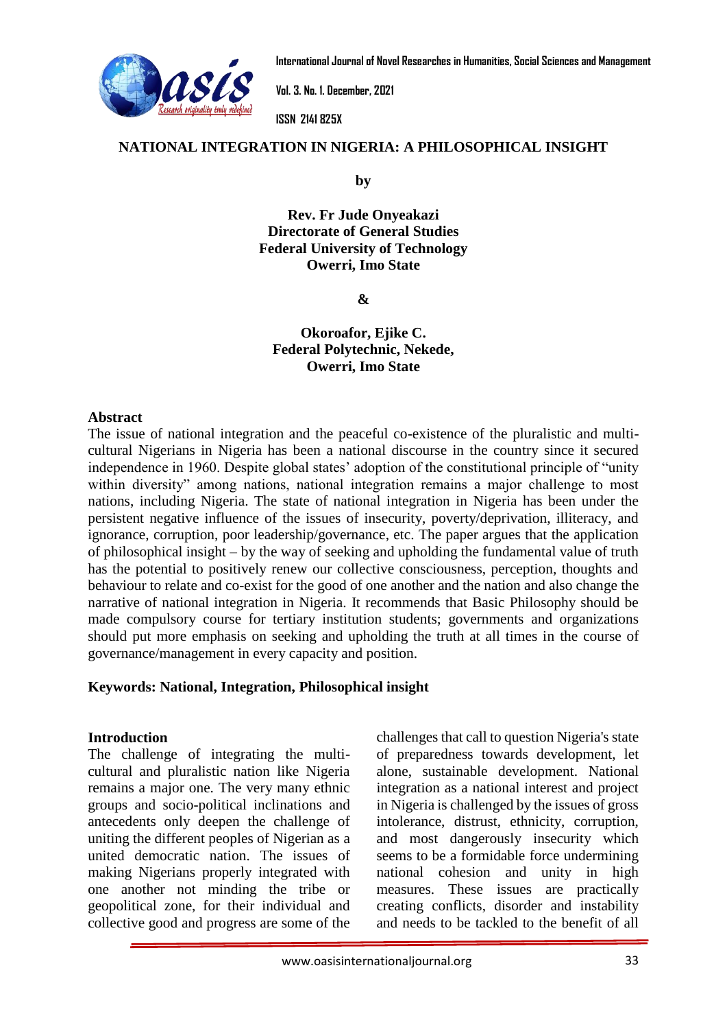# NATIONAL INTEGRATION IN NIGERIA: A PHILOSOPHICAL INSIGHT

**by**

**Rev. Fr Jude Onyeakazi**
**Directorate of General Studies**
**Federal University of Technology**
**Owerri, Imo State**

**&**

**Okoroafor, Ejike C.**
**Federal Polytechnic, Nekede,**
**Owerri, Imo State**

## Abstract

The issue of national integration and the peaceful co-existence of the pluralistic and multi-cultural Nigerians in Nigeria has been a national discourse in the country since it secured independence in 1960. Despite global states' adoption of the constitutional principle of "unity within diversity" among nations, national integration remains a major challenge to most nations, including Nigeria. The state of national integration in Nigeria has been under the persistent negative influence of the issues of insecurity, poverty/deprivation, illiteracy, and ignorance, corruption, poor leadership/governance, etc. The paper argues that the application of philosophical insight – by the way of seeking and upholding the fundamental value of truth has the potential to positively renew our collective consciousness, perception, thoughts and behaviour to relate and co-exist for the good of one another and the nation and also change the narrative of national integration in Nigeria. It recommends that Basic Philosophy should be made compulsory course for tertiary institution students; governments and organizations should put more emphasis on seeking and upholding the truth at all times in the course of governance/management in every capacity and position.

**Keywords: National, Integration, Philosophical insight**

## Introduction

The challenge of integrating the multi-cultural and pluralistic nation like Nigeria remains a major one. The very many ethnic groups and socio-political inclinations and antecedents only deepen the challenge of uniting the different peoples of Nigerian as a united democratic nation. The issues of making Nigerians properly integrated with one another not minding the tribe or geopolitical zone, for their individual and collective good and progress are some of the challenges that call to question Nigeria's state of preparedness towards development, let alone, sustainable development. National integration as a national interest and project in Nigeria is challenged by the issues of gross intolerance, distrust, ethnicity, corruption, and most dangerously insecurity which seems to be a formidable force undermining national cohesion and unity in high measures. These issues are practically creating conflicts, disorder and instability and needs to be tackled to the benefit of all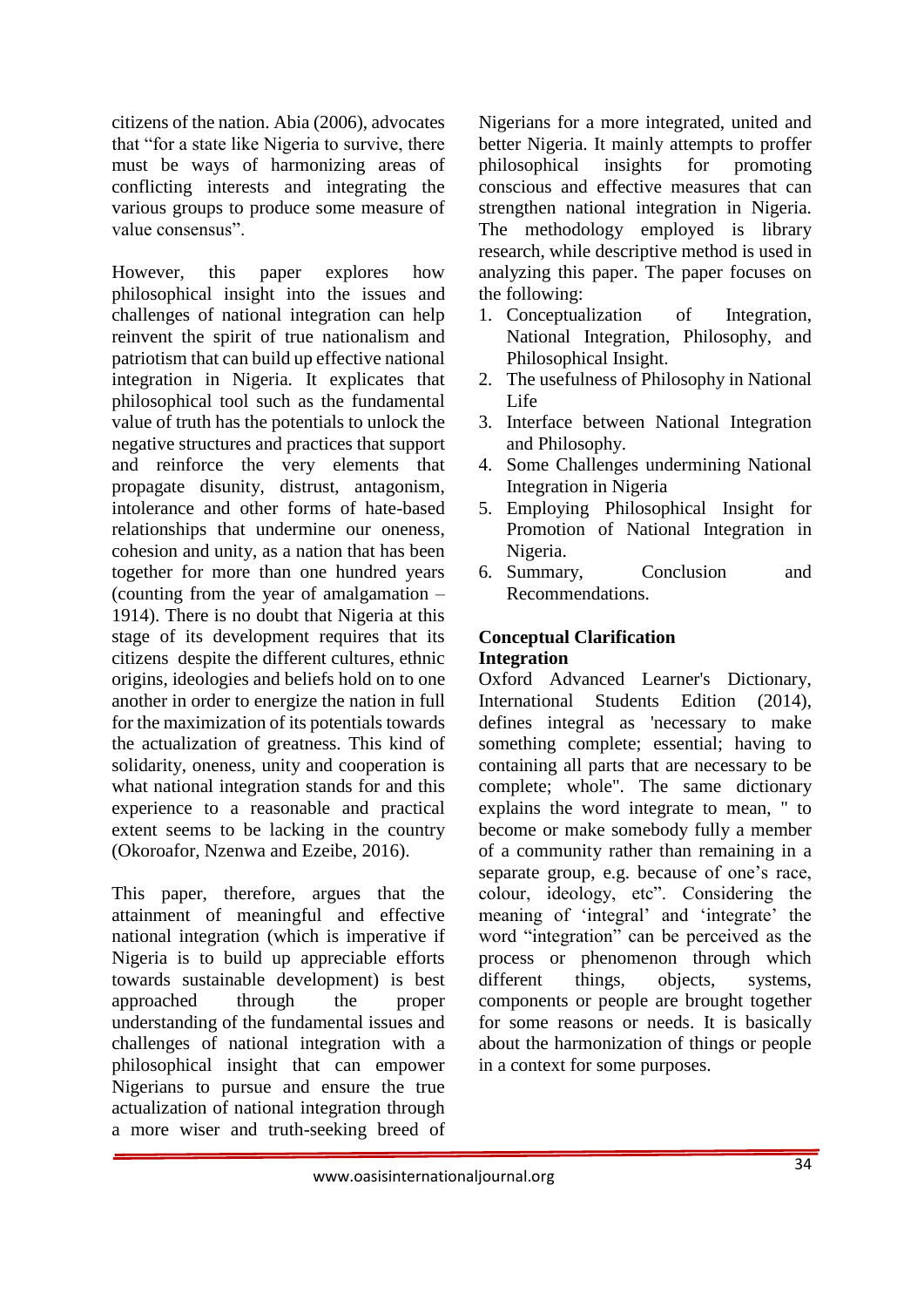citizens of the nation. Abia (2006), advocates that "for a state like Nigeria to survive, there must be ways of harmonizing areas of conflicting interests and integrating the various groups to produce some measure of value consensus".

However, this paper explores how philosophical insight into the issues and challenges of national integration can help reinvent the spirit of true nationalism and patriotism that can build up effective national integration in Nigeria. It explicates that philosophical tool such as the fundamental value of truth has the potentials to unlock the negative structures and practices that support and reinforce the very elements that propagate disunity, distrust, antagonism, intolerance and other forms of hate-based relationships that undermine our oneness, cohesion and unity, as a nation that has been together for more than one hundred years (counting from the year of amalgamation – 1914). There is no doubt that Nigeria at this stage of its development requires that its citizens despite the different cultures, ethnic origins, ideologies and beliefs hold on to one another in order to energize the nation in full for the maximization of its potentials towards the actualization of greatness. This kind of solidarity, oneness, unity and cooperation is what national integration stands for and this experience to a reasonable and practical extent seems to be lacking in the country (Okoroafor, Nzenwa and Ezeibe, 2016).

This paper, therefore, argues that the attainment of meaningful and effective national integration (which is imperative if Nigeria is to build up appreciable efforts towards sustainable development) is best approached through the proper understanding of the fundamental issues and challenges of national integration with a philosophical insight that can empower Nigerians to pursue and ensure the true actualization of national integration through a more wiser and truth-seeking breed of Nigerians for a more integrated, united and better Nigeria. It mainly attempts to proffer philosophical insights for promoting conscious and effective measures that can strengthen national integration in Nigeria. The methodology employed is library research, while descriptive method is used in analyzing this paper. The paper focuses on the following:

1. Conceptualization of Integration, National Integration, Philosophy, and Philosophical Insight.
2. The usefulness of Philosophy in National Life
3. Interface between National Integration and Philosophy.
4. Some Challenges undermining National Integration in Nigeria
5. Employing Philosophical Insight for Promotion of National Integration in Nigeria.
6. Summary, Conclusion and Recommendations.

## Conceptual Clarification

### Integration

Oxford Advanced Learner's Dictionary, International Students Edition (2014), defines integral as 'necessary to make something complete; essential; having to containing all parts that are necessary to be complete; whole". The same dictionary explains the word integrate to mean, " to become or make somebody fully a member of a community rather than remaining in a separate group, e.g. because of one's race, colour, ideology, etc". Considering the meaning of 'integral' and 'integrate' the word "integration" can be perceived as the process or phenomenon through which different things, objects, systems, components or people are brought together for some reasons or needs. It is basically about the harmonization of things or people in a context for some purposes.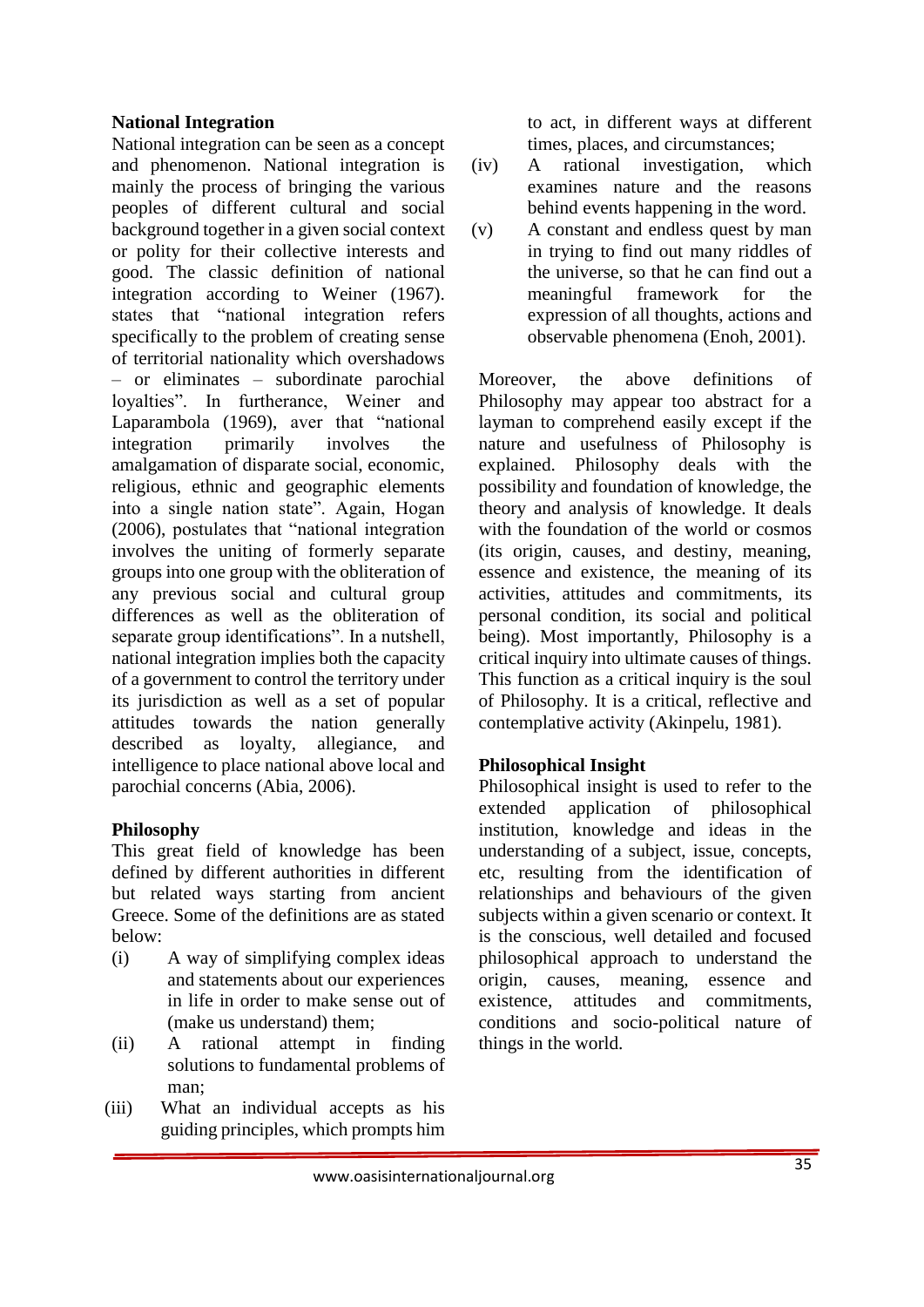## National Integration

National integration can be seen as a concept and phenomenon. National integration is mainly the process of bringing the various peoples of different cultural and social background together in a given social context or polity for their collective interests and good. The classic definition of national integration according to Weiner (1967). states that "national integration refers specifically to the problem of creating sense of territorial nationality which overshadows – or eliminates – subordinate parochial loyalties". In furtherance, Weiner and Laparambola (1969), aver that "national integration primarily involves the amalgamation of disparate social, economic, religious, ethnic and geographic elements into a single nation state". Again, Hogan (2006), postulates that "national integration involves the uniting of formerly separate groups into one group with the obliteration of any previous social and cultural group differences as well as the obliteration of separate group identifications". In a nutshell, national integration implies both the capacity of a government to control the territory under its jurisdiction as well as a set of popular attitudes towards the nation generally described as loyalty, allegiance, and intelligence to place national above local and parochial concerns (Abia, 2006).

## Philosophy

This great field of knowledge has been defined by different authorities in different but related ways starting from ancient Greece. Some of the definitions are as stated below:

(i) A way of simplifying complex ideas and statements about our experiences in life in order to make sense out of (make us understand) them;

(ii) A rational attempt in finding solutions to fundamental problems of man;

(iii) What an individual accepts as his guiding principles, which prompts him to act, in different ways at different times, places, and circumstances;

(iv) A rational investigation, which examines nature and the reasons behind events happening in the word.

(v) A constant and endless quest by man in trying to find out many riddles of the universe, so that he can find out a meaningful framework for the expression of all thoughts, actions and observable phenomena (Enoh, 2001).

Moreover, the above definitions of Philosophy may appear too abstract for a layman to comprehend easily except if the nature and usefulness of Philosophy is explained. Philosophy deals with the possibility and foundation of knowledge, the theory and analysis of knowledge. It deals with the foundation of the world or cosmos (its origin, causes, and destiny, meaning, essence and existence, the meaning of its activities, attitudes and commitments, its personal condition, its social and political being). Most importantly, Philosophy is a critical inquiry into ultimate causes of things. This function as a critical inquiry is the soul of Philosophy. It is a critical, reflective and contemplative activity (Akinpelu, 1981).

## Philosophical Insight

Philosophical insight is used to refer to the extended application of philosophical institution, knowledge and ideas in the understanding of a subject, issue, concepts, etc, resulting from the identification of relationships and behaviours of the given subjects within a given scenario or context. It is the conscious, well detailed and focused philosophical approach to understand the origin, causes, meaning, essence and existence, attitudes and commitments, conditions and socio-political nature of things in the world.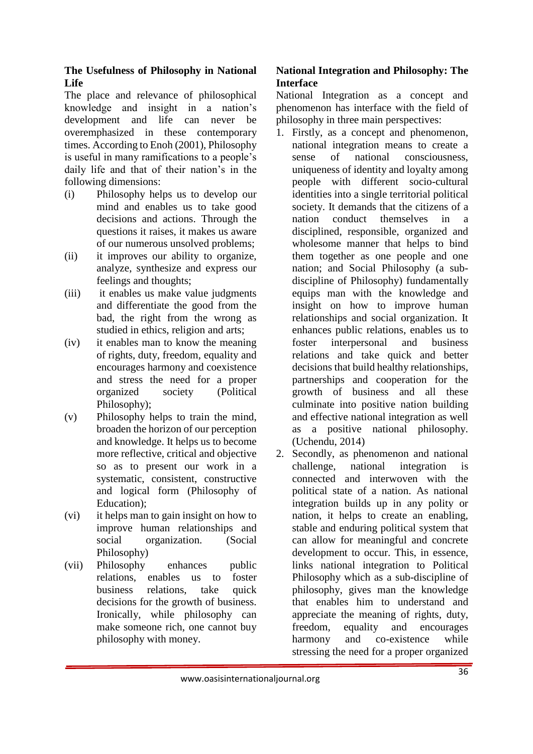## The Usefulness of Philosophy in National Life

The place and relevance of philosophical knowledge and insight in a nation's development and life can never be overemphasized in these contemporary times. According to Enoh (2001), Philosophy is useful in many ramifications to a people's daily life and that of their nation's in the following dimensions:

(i) Philosophy helps us to develop our mind and enables us to take good decisions and actions. Through the questions it raises, it makes us aware of our numerous unsolved problems;

(ii) it improves our ability to organize, analyze, synthesize and express our feelings and thoughts;

(iii) it enables us make value judgments and differentiate the good from the bad, the right from the wrong as studied in ethics, religion and arts;

(iv) it enables man to know the meaning of rights, duty, freedom, equality and encourages harmony and coexistence and stress the need for a proper organized society (Political Philosophy);

(v) Philosophy helps to train the mind, broaden the horizon of our perception and knowledge. It helps us to become more reflective, critical and objective so as to present our work in a systematic, consistent, constructive and logical form (Philosophy of Education);

(vi) it helps man to gain insight on how to improve human relationships and social organization. (Social Philosophy)

(vii) Philosophy enhances public relations, enables us to foster business relations, take quick decisions for the growth of business. Ironically, while philosophy can make someone rich, one cannot buy philosophy with money.

## National Integration and Philosophy: The Interface

National Integration as a concept and phenomenon has interface with the field of philosophy in three main perspectives:

1. Firstly, as a concept and phenomenon, national integration means to create a sense of national consciousness, uniqueness of identity and loyalty among people with different socio-cultural identities into a single territorial political society. It demands that the citizens of a nation conduct themselves in a disciplined, responsible, organized and wholesome manner that helps to bind them together as one people and one nation; and Social Philosophy (a sub-discipline of Philosophy) fundamentally equips man with the knowledge and insight on how to improve human relationships and social organization. It enhances public relations, enables us to foster interpersonal and business relations and take quick and better decisions that build healthy relationships, partnerships and cooperation for the growth of business and all these culminate into positive nation building and effective national integration as well as a positive national philosophy. (Uchendu, 2014)
2. Secondly, as phenomenon and national challenge, national integration is connected and interwoven with the political state of a nation. As national integration builds up in any polity or nation, it helps to create an enabling, stable and enduring political system that can allow for meaningful and concrete development to occur. This, in essence, links national integration to Political Philosophy which as a sub-discipline of philosophy, gives man the knowledge that enables him to understand and appreciate the meaning of rights, duty, freedom, equality and encourages harmony and co-existence while stressing the need for a proper organized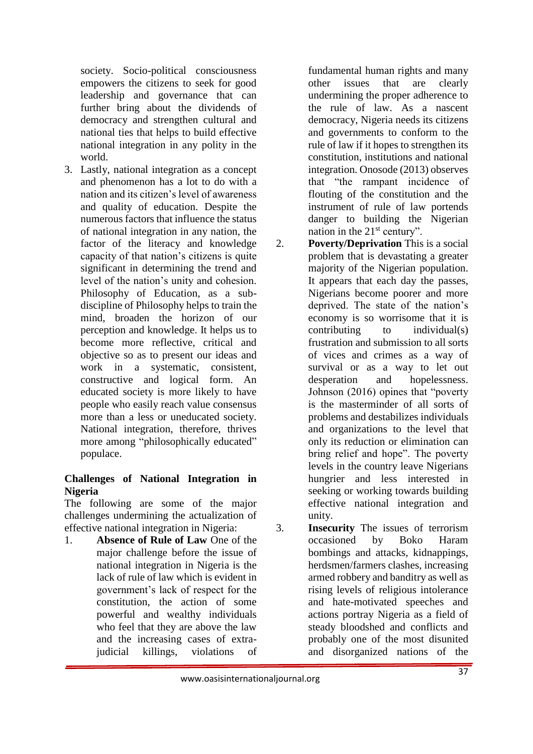society. Socio-political consciousness empowers the citizens to seek for good leadership and governance that can further bring about the dividends of democracy and strengthen cultural and national ties that helps to build effective national integration in any polity in the world.

3. Lastly, national integration as a concept and phenomenon has a lot to do with a nation and its citizen's level of awareness and quality of education. Despite the numerous factors that influence the status of national integration in any nation, the factor of the literacy and knowledge capacity of that nation's citizens is quite significant in determining the trend and level of the nation's unity and cohesion. Philosophy of Education, as a sub-discipline of Philosophy helps to train the mind, broaden the horizon of our perception and knowledge. It helps us to become more reflective, critical and objective so as to present our ideas and work in a systematic, consistent, constructive and logical form. An educated society is more likely to have people who easily reach value consensus more than a less or uneducated society. National integration, therefore, thrives more among "philosophically educated" populace.

**Challenges of National Integration in Nigeria**

The following are some of the major challenges undermining the actualization of effective national integration in Nigeria:

1. **Absence of Rule of Law** One of the major challenge before the issue of national integration in Nigeria is the lack of rule of law which is evident in government's lack of respect for the constitution, the action of some powerful and wealthy individuals who feel that they are above the law and the increasing cases of extra-judicial killings, violations of fundamental human rights and many other issues that are clearly undermining the proper adherence to the rule of law. As a nascent democracy, Nigeria needs its citizens and governments to conform to the rule of law if it hopes to strengthen its constitution, institutions and national integration. Onosode (2013) observes that "the rampant incidence of flouting of the constitution and the instrument of rule of law portends danger to building the Nigerian nation in the 21st century".

2. **Poverty/Deprivation** This is a social problem that is devastating a greater majority of the Nigerian population. It appears that each day the passes, Nigerians become poorer and more deprived. The state of the nation's economy is so worrisome that it is contributing to individual(s) frustration and submission to all sorts of vices and crimes as a way of survival or as a way to let out desperation and hopelessness. Johnson (2016) opines that "poverty is the masterminder of all sorts of problems and destabilizes individuals and organizations to the level that only its reduction or elimination can bring relief and hope". The poverty levels in the country leave Nigerians hungrier and less interested in seeking or working towards building effective national integration and unity.

3. **Insecurity** The issues of terrorism occasioned by Boko Haram bombings and attacks, kidnappings, herdsmen/farmers clashes, increasing armed robbery and banditry as well as rising levels of religious intolerance and hate-motivated speeches and actions portray Nigeria as a field of steady bloodshed and conflicts and probably one of the most disunited and disorganized nations of the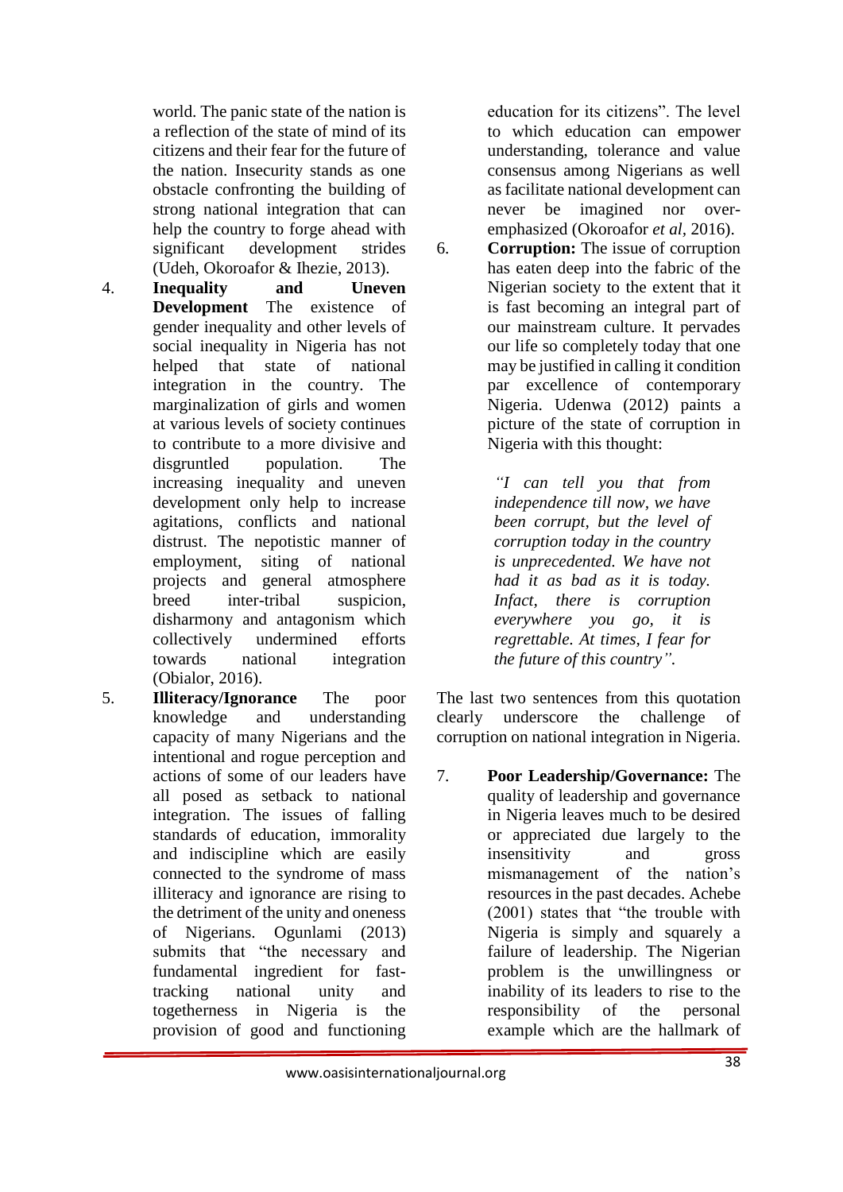world. The panic state of the nation is a reflection of the state of mind of its citizens and their fear for the future of the nation. Insecurity stands as one obstacle confronting the building of strong national integration that can help the country to forge ahead with significant development strides (Udeh, Okoroafor & Ihezie, 2013).

4. **Inequality and Uneven Development** The existence of gender inequality and other levels of social inequality in Nigeria has not helped that state of national integration in the country. The marginalization of girls and women at various levels of society continues to contribute to a more divisive and disgruntled population. The increasing inequality and uneven development only help to increase agitations, conflicts and national distrust. The nepotistic manner of employment, siting of national projects and general atmosphere breed inter-tribal suspicion, disharmony and antagonism which collectively undermined efforts towards national integration (Obialor, 2016).

5. **Illiteracy/Ignorance** The poor knowledge and understanding capacity of many Nigerians and the intentional and rogue perception and actions of some of our leaders have all posed as setback to national integration. The issues of falling standards of education, immorality and indiscipline which are easily connected to the syndrome of mass illiteracy and ignorance are rising to the detriment of the unity and oneness of Nigerians. Ogunlami (2013) submits that "the necessary and fundamental ingredient for fast-tracking national unity and togetherness in Nigeria is the provision of good and functioning education for its citizens". The level to which education can empower understanding, tolerance and value consensus among Nigerians as well as facilitate national development can never be imagined nor over-emphasized (Okoroafor *et al*, 2016).

6. **Corruption:** The issue of corruption has eaten deep into the fabric of the Nigerian society to the extent that it is fast becoming an integral part of our mainstream culture. It pervades our life so completely today that one may be justified in calling it condition par excellence of contemporary Nigeria. Udenwa (2012) paints a picture of the state of corruption in Nigeria with this thought:

> *"I can tell you that from independence till now, we have been corrupt, but the level of corruption today in the country is unprecedented. We have not had it as bad as it is today. Infact, there is corruption everywhere you go, it is regrettable. At times, I fear for the future of this country".*

The last two sentences from this quotation clearly underscore the challenge of corruption on national integration in Nigeria.

7. **Poor Leadership/Governance:** The quality of leadership and governance in Nigeria leaves much to be desired or appreciated due largely to the insensitivity and gross mismanagement of the nation's resources in the past decades. Achebe (2001) states that "the trouble with Nigeria is simply and squarely a failure of leadership. The Nigerian problem is the unwillingness or inability of its leaders to rise to the responsibility of the personal example which are the hallmark of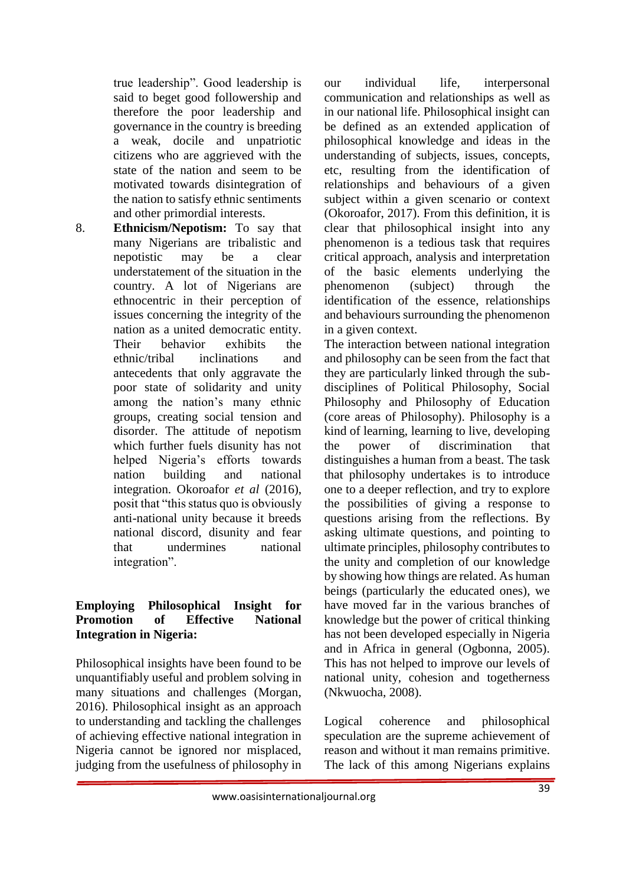true leadership". Good leadership is said to beget good followership and therefore the poor leadership and governance in the country is breeding a weak, docile and unpatriotic citizens who are aggrieved with the state of the nation and seem to be motivated towards disintegration of the nation to satisfy ethnic sentiments and other primordial interests.

8. **Ethnicism/Nepotism:** To say that many Nigerians are tribalistic and nepotistic may be a clear understatement of the situation in the country. A lot of Nigerians are ethnocentric in their perception of issues concerning the integrity of the nation as a united democratic entity. Their behavior exhibits the ethnic/tribal inclinations and antecedents that only aggravate the poor state of solidarity and unity among the nation's many ethnic groups, creating social tension and disorder. The attitude of nepotism which further fuels disunity has not helped Nigeria's efforts towards nation building and national integration. Okoroafor *et al* (2016), posit that "this status quo is obviously anti-national unity because it breeds national discord, disunity and fear that undermines national integration".

## Employing Philosophical Insight for Promotion of Effective National Integration in Nigeria:

Philosophical insights have been found to be unquantifiably useful and problem solving in many situations and challenges (Morgan, 2016). Philosophical insight as an approach to understanding and tackling the challenges of achieving effective national integration in Nigeria cannot be ignored nor misplaced, judging from the usefulness of philosophy in our individual life, interpersonal communication and relationships as well as in our national life. Philosophical insight can be defined as an extended application of philosophical knowledge and ideas in the understanding of subjects, issues, concepts, etc, resulting from the identification of relationships and behaviours of a given subject within a given scenario or context (Okoroafor, 2017). From this definition, it is clear that philosophical insight into any phenomenon is a tedious task that requires critical approach, analysis and interpretation of the basic elements underlying the phenomenon (subject) through the identification of the essence, relationships and behaviours surrounding the phenomenon in a given context.

The interaction between national integration and philosophy can be seen from the fact that they are particularly linked through the sub-disciplines of Political Philosophy, Social Philosophy and Philosophy of Education (core areas of Philosophy). Philosophy is a kind of learning, learning to live, developing the power of discrimination that distinguishes a human from a beast. The task that philosophy undertakes is to introduce one to a deeper reflection, and try to explore the possibilities of giving a response to questions arising from the reflections. By asking ultimate questions, and pointing to ultimate principles, philosophy contributes to the unity and completion of our knowledge by showing how things are related. As human beings (particularly the educated ones), we have moved far in the various branches of knowledge but the power of critical thinking has not been developed especially in Nigeria and in Africa in general (Ogbonna, 2005). This has not helped to improve our levels of national unity, cohesion and togetherness (Nkwuocha, 2008).

Logical coherence and philosophical speculation are the supreme achievement of reason and without it man remains primitive. The lack of this among Nigerians explains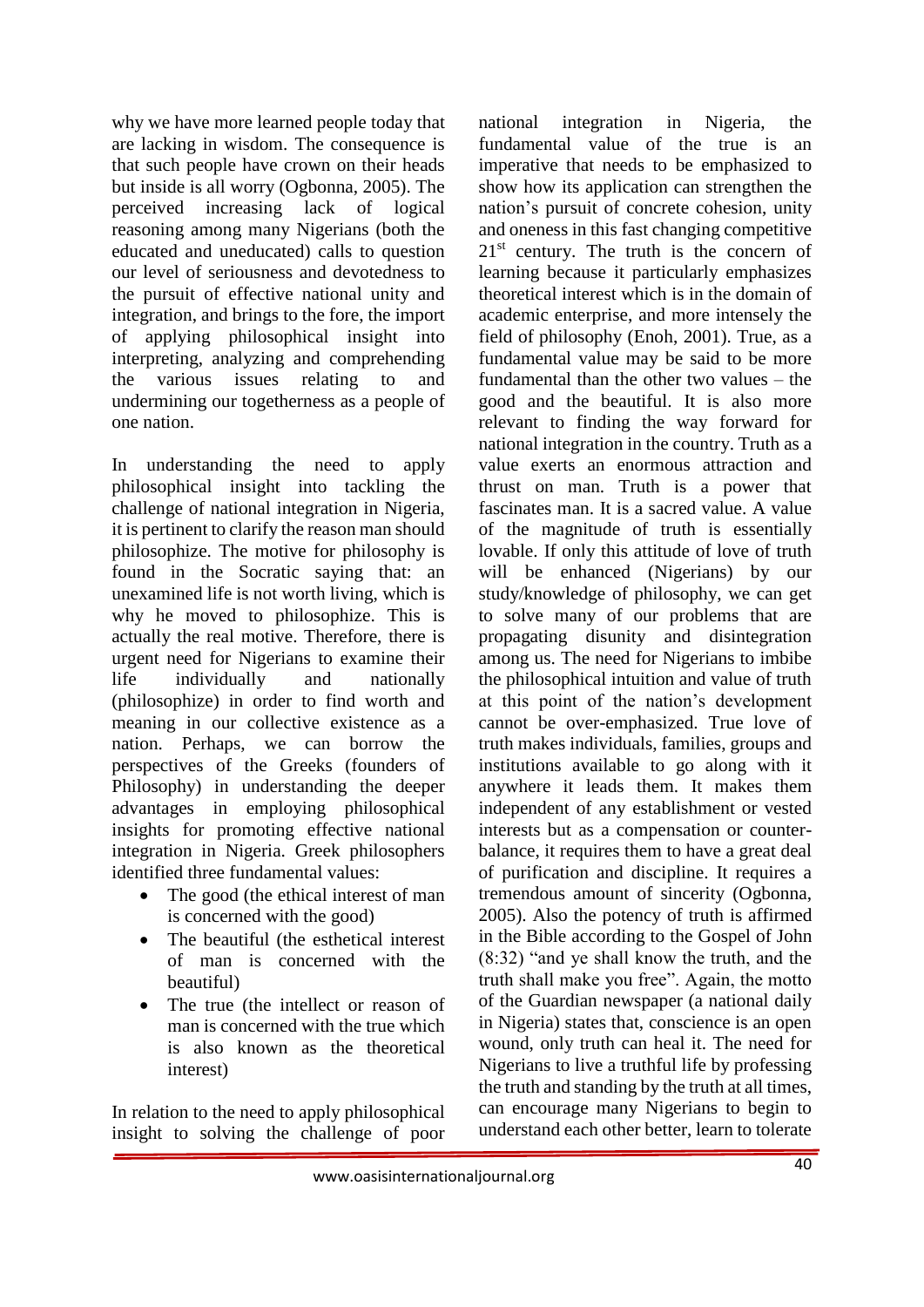why we have more learned people today that are lacking in wisdom. The consequence is that such people have crown on their heads but inside is all worry (Ogbonna, 2005). The perceived increasing lack of logical reasoning among many Nigerians (both the educated and uneducated) calls to question our level of seriousness and devotedness to the pursuit of effective national unity and integration, and brings to the fore, the import of applying philosophical insight into interpreting, analyzing and comprehending the various issues relating to and undermining our togetherness as a people of one nation.

In understanding the need to apply philosophical insight into tackling the challenge of national integration in Nigeria, it is pertinent to clarify the reason man should philosophize. The motive for philosophy is found in the Socratic saying that: an unexamined life is not worth living, which is why he moved to philosophize. This is actually the real motive. Therefore, there is urgent need for Nigerians to examine their life individually and nationally (philosophize) in order to find worth and meaning in our collective existence as a nation. Perhaps, we can borrow the perspectives of the Greeks (founders of Philosophy) in understanding the deeper advantages in employing philosophical insights for promoting effective national integration in Nigeria. Greek philosophers identified three fundamental values:

- The good (the ethical interest of man is concerned with the good)
- The beautiful (the esthetical interest of man is concerned with the beautiful)
- The true (the intellect or reason of man is concerned with the true which is also known as the theoretical interest)

In relation to the need to apply philosophical insight to solving the challenge of poor national integration in Nigeria, the fundamental value of the true is an imperative that needs to be emphasized to show how its application can strengthen the nation's pursuit of concrete cohesion, unity and oneness in this fast changing competitive 21st century. The truth is the concern of learning because it particularly emphasizes theoretical interest which is in the domain of academic enterprise, and more intensely the field of philosophy (Enoh, 2001). True, as a fundamental value may be said to be more fundamental than the other two values – the good and the beautiful. It is also more relevant to finding the way forward for national integration in the country. Truth as a value exerts an enormous attraction and thrust on man. Truth is a power that fascinates man. It is a sacred value. A value of the magnitude of truth is essentially lovable. If only this attitude of love of truth will be enhanced (Nigerians) by our study/knowledge of philosophy, we can get to solve many of our problems that are propagating disunity and disintegration among us. The need for Nigerians to imbibe the philosophical intuition and value of truth at this point of the nation's development cannot be over-emphasized. True love of truth makes individuals, families, groups and institutions available to go along with it anywhere it leads them. It makes them independent of any establishment or vested interests but as a compensation or counter-balance, it requires them to have a great deal of purification and discipline. It requires a tremendous amount of sincerity (Ogbonna, 2005). Also the potency of truth is affirmed in the Bible according to the Gospel of John (8:32) "and ye shall know the truth, and the truth shall make you free". Again, the motto of the Guardian newspaper (a national daily in Nigeria) states that, conscience is an open wound, only truth can heal it. The need for Nigerians to live a truthful life by professing the truth and standing by the truth at all times, can encourage many Nigerians to begin to understand each other better, learn to tolerate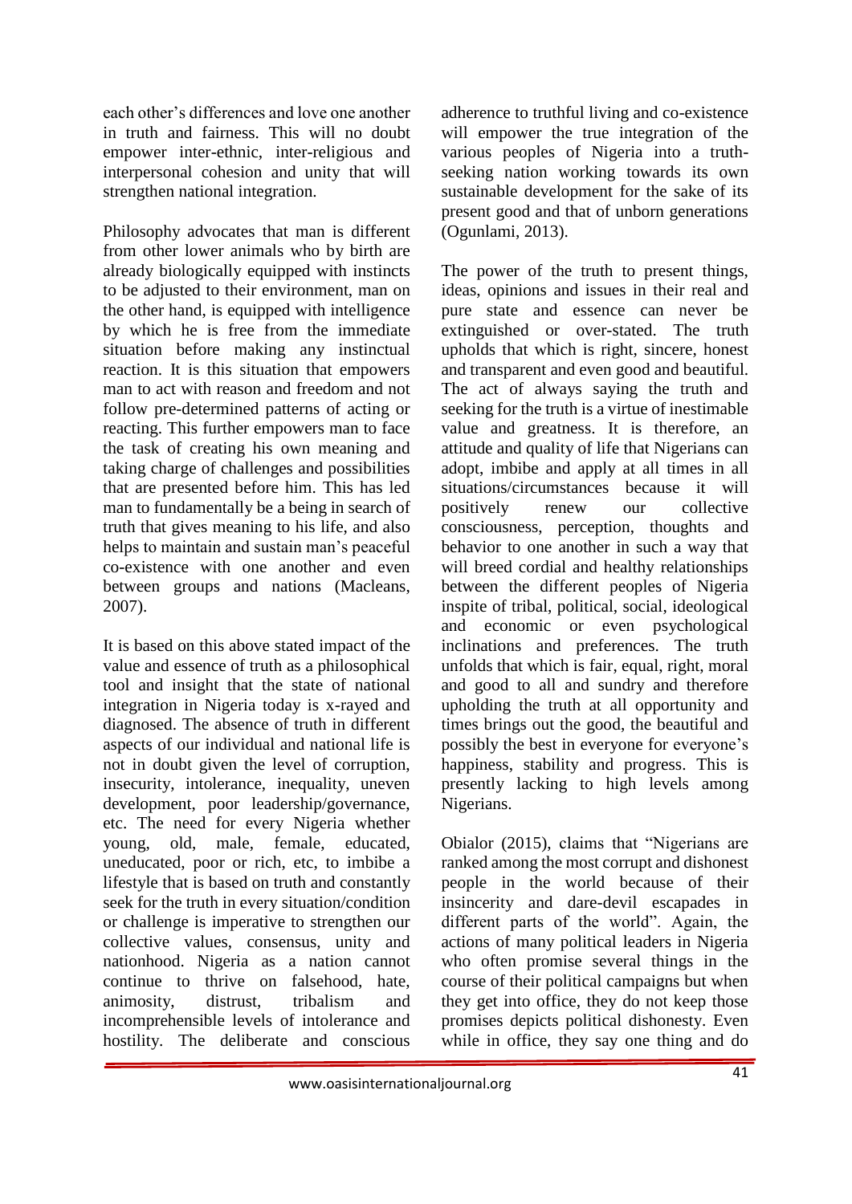each other's differences and love one another in truth and fairness. This will no doubt empower inter-ethnic, inter-religious and interpersonal cohesion and unity that will strengthen national integration.

Philosophy advocates that man is different from other lower animals who by birth are already biologically equipped with instincts to be adjusted to their environment, man on the other hand, is equipped with intelligence by which he is free from the immediate situation before making any instinctual reaction. It is this situation that empowers man to act with reason and freedom and not follow pre-determined patterns of acting or reacting. This further empowers man to face the task of creating his own meaning and taking charge of challenges and possibilities that are presented before him. This has led man to fundamentally be a being in search of truth that gives meaning to his life, and also helps to maintain and sustain man's peaceful co-existence with one another and even between groups and nations (Macleans, 2007).

It is based on this above stated impact of the value and essence of truth as a philosophical tool and insight that the state of national integration in Nigeria today is x-rayed and diagnosed. The absence of truth in different aspects of our individual and national life is not in doubt given the level of corruption, insecurity, intolerance, inequality, uneven development, poor leadership/governance, etc. The need for every Nigeria whether young, old, male, female, educated, uneducated, poor or rich, etc, to imbibe a lifestyle that is based on truth and constantly seek for the truth in every situation/condition or challenge is imperative to strengthen our collective values, consensus, unity and nationhood. Nigeria as a nation cannot continue to thrive on falsehood, hate, animosity, distrust, tribalism and incomprehensible levels of intolerance and hostility. The deliberate and conscious adherence to truthful living and co-existence will empower the true integration of the various peoples of Nigeria into a truth-seeking nation working towards its own sustainable development for the sake of its present good and that of unborn generations (Ogunlami, 2013).

The power of the truth to present things, ideas, opinions and issues in their real and pure state and essence can never be extinguished or over-stated. The truth upholds that which is right, sincere, honest and transparent and even good and beautiful. The act of always saying the truth and seeking for the truth is a virtue of inestimable value and greatness. It is therefore, an attitude and quality of life that Nigerians can adopt, imbibe and apply at all times in all situations/circumstances because it will positively renew our collective consciousness, perception, thoughts and behavior to one another in such a way that will breed cordial and healthy relationships between the different peoples of Nigeria inspite of tribal, political, social, ideological and economic or even psychological inclinations and preferences. The truth unfolds that which is fair, equal, right, moral and good to all and sundry and therefore upholding the truth at all opportunity and times brings out the good, the beautiful and possibly the best in everyone for everyone's happiness, stability and progress. This is presently lacking to high levels among Nigerians.

Obialor (2015), claims that "Nigerians are ranked among the most corrupt and dishonest people in the world because of their insincerity and dare-devil escapades in different parts of the world". Again, the actions of many political leaders in Nigeria who often promise several things in the course of their political campaigns but when they get into office, they do not keep those promises depicts political dishonesty. Even while in office, they say one thing and do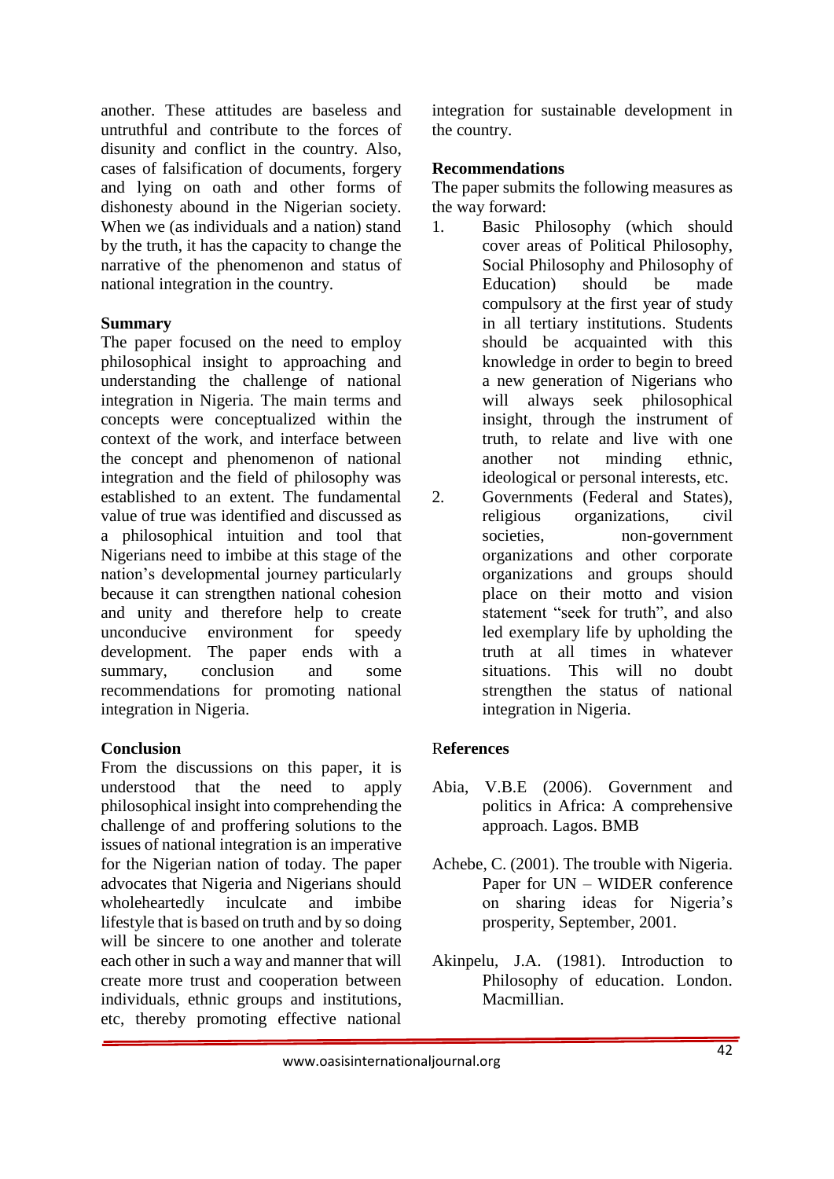another. These attitudes are baseless and untruthful and contribute to the forces of disunity and conflict in the country. Also, cases of falsification of documents, forgery and lying on oath and other forms of dishonesty abound in the Nigerian society. When we (as individuals and a nation) stand by the truth, it has the capacity to change the narrative of the phenomenon and status of national integration in the country.

## Summary

The paper focused on the need to employ philosophical insight to approaching and understanding the challenge of national integration in Nigeria. The main terms and concepts were conceptualized within the context of the work, and interface between the concept and phenomenon of national integration and the field of philosophy was established to an extent. The fundamental value of true was identified and discussed as a philosophical intuition and tool that Nigerians need to imbibe at this stage of the nation's developmental journey particularly because it can strengthen national cohesion and unity and therefore help to create unconducive environment for speedy development. The paper ends with a summary, conclusion and some recommendations for promoting national integration in Nigeria.

## Conclusion

From the discussions on this paper, it is understood that the need to apply philosophical insight into comprehending the challenge of and proffering solutions to the issues of national integration is an imperative for the Nigerian nation of today. The paper advocates that Nigeria and Nigerians should wholeheartedly inculcate and imbibe lifestyle that is based on truth and by so doing will be sincere to one another and tolerate each other in such a way and manner that will create more trust and cooperation between individuals, ethnic groups and institutions, etc, thereby promoting effective national integration for sustainable development in the country.

## Recommendations

The paper submits the following measures as the way forward:

1. Basic Philosophy (which should cover areas of Political Philosophy, Social Philosophy and Philosophy of Education) should be made compulsory at the first year of study in all tertiary institutions. Students should be acquainted with this knowledge in order to begin to breed a new generation of Nigerians who will always seek philosophical insight, through the instrument of truth, to relate and live with one another not minding ethnic, ideological or personal interests, etc.
2. Governments (Federal and States), religious organizations, civil societies, non-government organizations and other corporate organizations and groups should place on their motto and vision statement "seek for truth", and also led exemplary life by upholding the truth at all times in whatever situations. This will no doubt strengthen the status of national integration in Nigeria.

## References

Abia, V.B.E (2006). Government and politics in Africa: A comprehensive approach. Lagos. BMB

Achebe, C. (2001). The trouble with Nigeria. Paper for UN – WIDER conference on sharing ideas for Nigeria's prosperity, September, 2001.

Akinpelu, J.A. (1981). Introduction to Philosophy of education. London. Macmillian.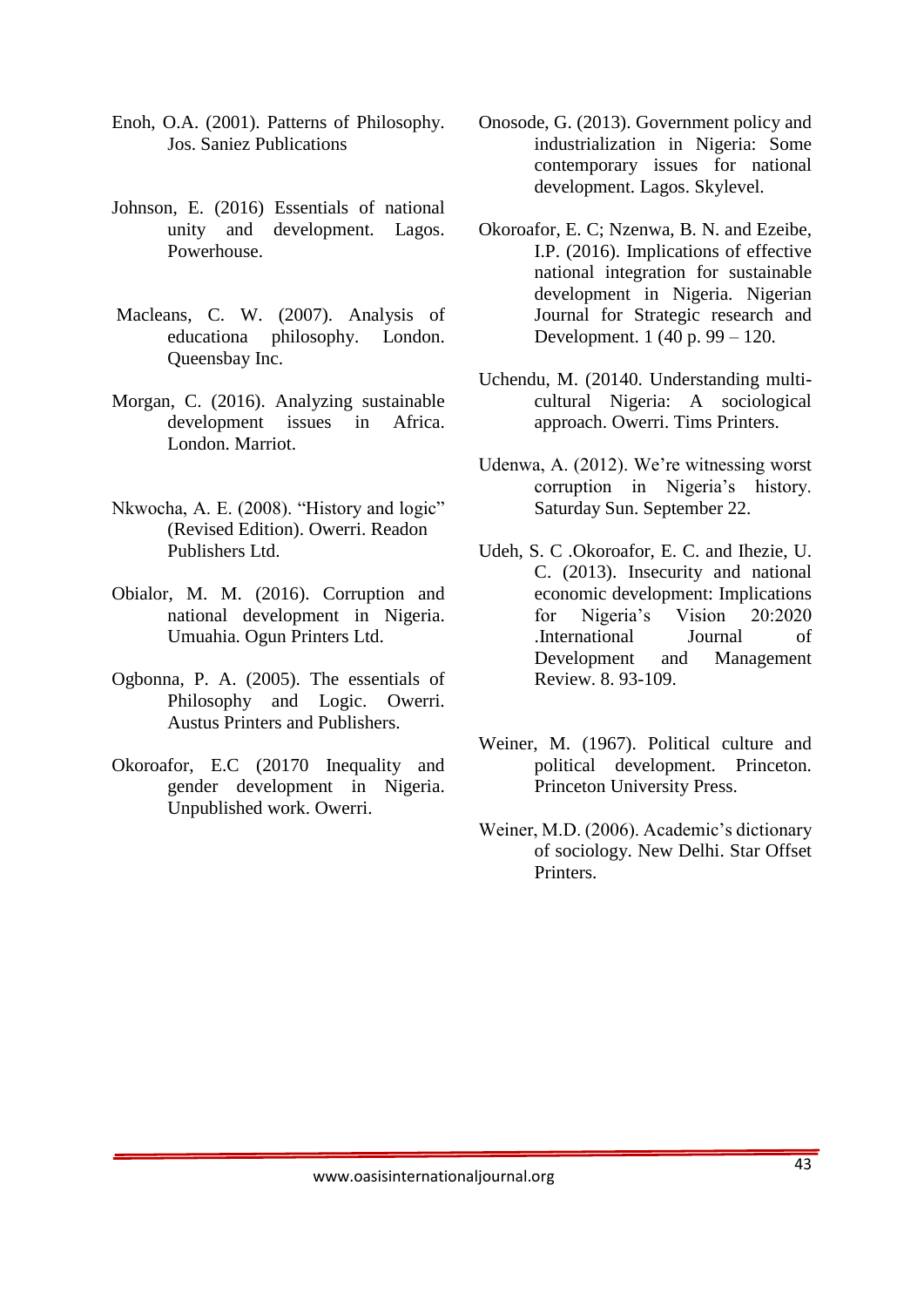Enoh, O.A. (2001). Patterns of Philosophy. Jos. Saniez Publications

Johnson, E. (2016) Essentials of national unity and development. Lagos. Powerhouse.

Macleans, C. W. (2007). Analysis of educationa philosophy. London. Queensbay Inc.

Morgan, C. (2016). Analyzing sustainable development issues in Africa. London. Marriot.

Nkwocha, A. E. (2008). "History and logic" (Revised Edition). Owerri. Readon Publishers Ltd.

Obialor, M. M. (2016). Corruption and national development in Nigeria. Umuahia. Ogun Printers Ltd.

Ogbonna, P. A. (2005). The essentials of Philosophy and Logic. Owerri. Austus Printers and Publishers.

Okoroafor, E.C (20170 Inequality and gender development in Nigeria. Unpublished work. Owerri.

Onosode, G. (2013). Government policy and industrialization in Nigeria: Some contemporary issues for national development. Lagos. Skylevel.

Okoroafor, E. C; Nzenwa, B. N. and Ezeibe, I.P. (2016). Implications of effective national integration for sustainable development in Nigeria. Nigerian Journal for Strategic research and Development. 1 (40 p. 99 – 120.

Uchendu, M. (20140. Understanding multi-cultural Nigeria: A sociological approach. Owerri. Tims Printers.

Udenwa, A. (2012). We're witnessing worst corruption in Nigeria's history. Saturday Sun. September 22.

Udeh, S. C .Okoroafor, E. C. and Ihezie, U. C. (2013). Insecurity and national economic development: Implications for Nigeria's Vision 20:2020 .International Journal of Development and Management Review. 8. 93-109.

Weiner, M. (1967). Political culture and political development. Princeton. Princeton University Press.

Weiner, M.D. (2006). Academic's dictionary of sociology. New Delhi. Star Offset Printers.